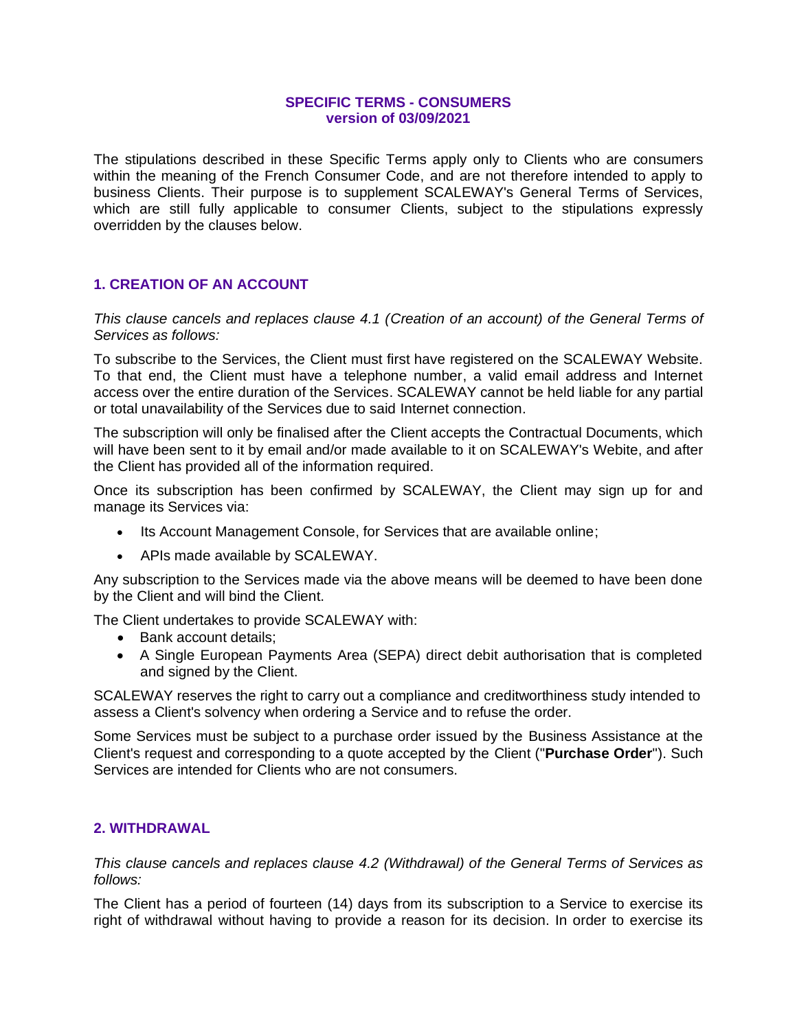**SPECIFIC TERMS - CONSUMERS**
**version of 03/09/2021**

The stipulations described in these Specific Terms apply only to Clients who are consumers within the meaning of the French Consumer Code, and are not therefore intended to apply to business Clients. Their purpose is to supplement SCALEWAY's General Terms of Services, which are still fully applicable to consumer Clients, subject to the stipulations expressly overridden by the clauses below.

## 1. CREATION OF AN ACCOUNT

*This clause cancels and replaces clause 4.1 (Creation of an account) of the General Terms of Services as follows:*

To subscribe to the Services, the Client must first have registered on the SCALEWAY Website. To that end, the Client must have a telephone number, a valid email address and Internet access over the entire duration of the Services. SCALEWAY cannot be held liable for any partial or total unavailability of the Services due to said Internet connection.

The subscription will only be finalised after the Client accepts the Contractual Documents, which will have been sent to it by email and/or made available to it on SCALEWAY's Webite, and after the Client has provided all of the information required.

Once its subscription has been confirmed by SCALEWAY, the Client may sign up for and manage its Services via:

- Its Account Management Console, for Services that are available online;
- APIs made available by SCALEWAY.

Any subscription to the Services made via the above means will be deemed to have been done by the Client and will bind the Client.

The Client undertakes to provide SCALEWAY with:

- Bank account details;
- A Single European Payments Area (SEPA) direct debit authorisation that is completed and signed by the Client.

SCALEWAY reserves the right to carry out a compliance and creditworthiness study intended to assess a Client's solvency when ordering a Service and to refuse the order.

Some Services must be subject to a purchase order issued by the Business Assistance at the Client's request and corresponding to a quote accepted by the Client ("**Purchase Order**"). Such Services are intended for Clients who are not consumers.

## 2. WITHDRAWAL

*This clause cancels and replaces clause 4.2 (Withdrawal) of the General Terms of Services as follows:*

The Client has a period of fourteen (14) days from its subscription to a Service to exercise its right of withdrawal without having to provide a reason for its decision. In order to exercise its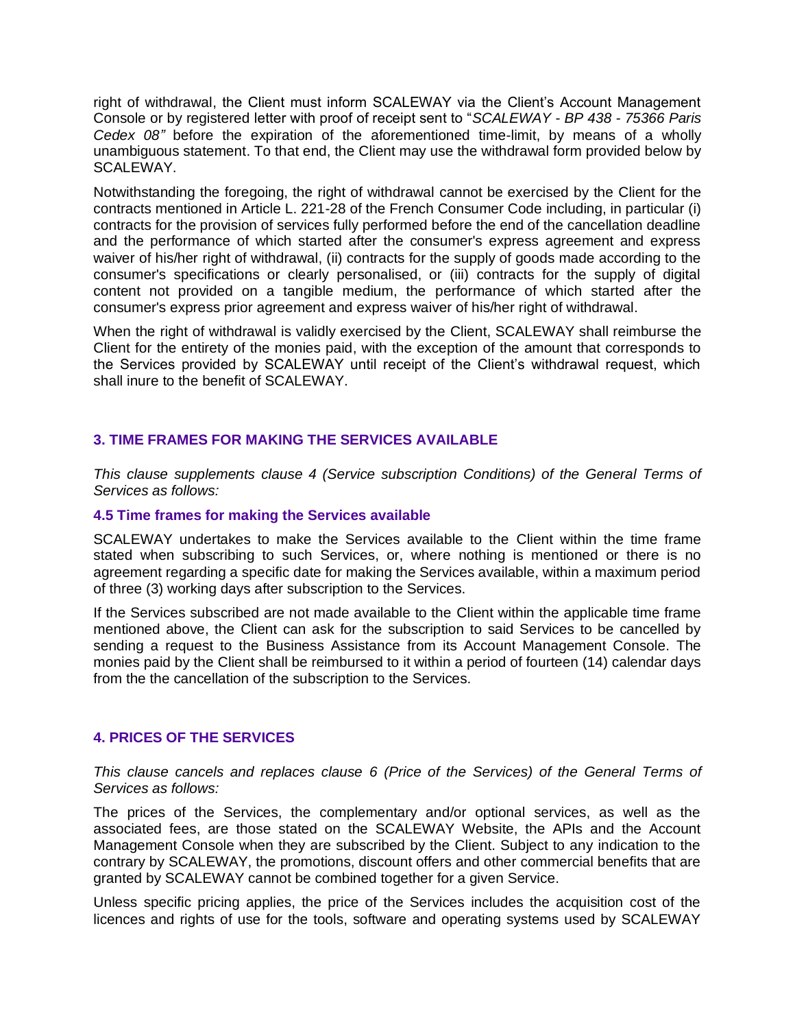right of withdrawal, the Client must inform SCALEWAY via the Client's Account Management Console or by registered letter with proof of receipt sent to "*SCALEWAY - BP 438 - 75366 Paris Cedex 08"* before the expiration of the aforementioned time-limit, by means of a wholly unambiguous statement. To that end, the Client may use the withdrawal form provided below by SCALEWAY.

Notwithstanding the foregoing, the right of withdrawal cannot be exercised by the Client for the contracts mentioned in Article L. 221-28 of the French Consumer Code including, in particular (i) contracts for the provision of services fully performed before the end of the cancellation deadline and the performance of which started after the consumer's express agreement and express waiver of his/her right of withdrawal, (ii) contracts for the supply of goods made according to the consumer's specifications or clearly personalised, or (iii) contracts for the supply of digital content not provided on a tangible medium, the performance of which started after the consumer's express prior agreement and express waiver of his/her right of withdrawal.

When the right of withdrawal is validly exercised by the Client, SCALEWAY shall reimburse the Client for the entirety of the monies paid, with the exception of the amount that corresponds to the Services provided by SCALEWAY until receipt of the Client's withdrawal request, which shall inure to the benefit of SCALEWAY.

## 3. TIME FRAMES FOR MAKING THE SERVICES AVAILABLE

*This clause supplements clause 4 (Service subscription Conditions) of the General Terms of Services as follows:*

### 4.5 Time frames for making the Services available

SCALEWAY undertakes to make the Services available to the Client within the time frame stated when subscribing to such Services, or, where nothing is mentioned or there is no agreement regarding a specific date for making the Services available, within a maximum period of three (3) working days after subscription to the Services.

If the Services subscribed are not made available to the Client within the applicable time frame mentioned above, the Client can ask for the subscription to said Services to be cancelled by sending a request to the Business Assistance from its Account Management Console. The monies paid by the Client shall be reimbursed to it within a period of fourteen (14) calendar days from the the cancellation of the subscription to the Services.

## 4. PRICES OF THE SERVICES

*This clause cancels and replaces clause 6 (Price of the Services) of the General Terms of Services as follows:*

The prices of the Services, the complementary and/or optional services, as well as the associated fees, are those stated on the SCALEWAY Website, the APIs and the Account Management Console when they are subscribed by the Client. Subject to any indication to the contrary by SCALEWAY, the promotions, discount offers and other commercial benefits that are granted by SCALEWAY cannot be combined together for a given Service.

Unless specific pricing applies, the price of the Services includes the acquisition cost of the licences and rights of use for the tools, software and operating systems used by SCALEWAY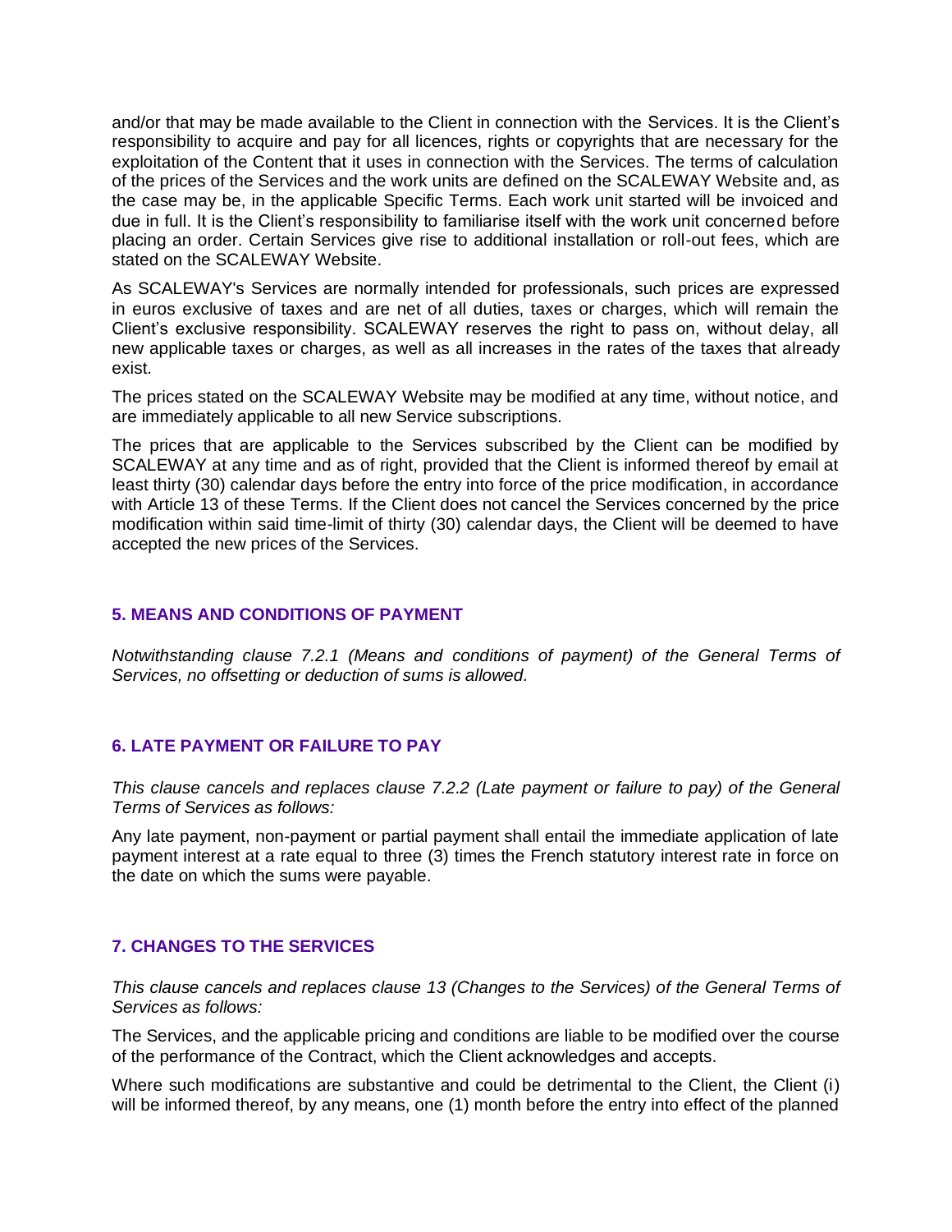and/or that may be made available to the Client in connection with the Services. It is the Client's responsibility to acquire and pay for all licences, rights or copyrights that are necessary for the exploitation of the Content that it uses in connection with the Services. The terms of calculation of the prices of the Services and the work units are defined on the SCALEWAY Website and, as the case may be, in the applicable Specific Terms. Each work unit started will be invoiced and due in full. It is the Client's responsibility to familiarise itself with the work unit concerned before placing an order. Certain Services give rise to additional installation or roll-out fees, which are stated on the SCALEWAY Website.

As SCALEWAY's Services are normally intended for professionals, such prices are expressed in euros exclusive of taxes and are net of all duties, taxes or charges, which will remain the Client's exclusive responsibility. SCALEWAY reserves the right to pass on, without delay, all new applicable taxes or charges, as well as all increases in the rates of the taxes that already exist.

The prices stated on the SCALEWAY Website may be modified at any time, without notice, and are immediately applicable to all new Service subscriptions.

The prices that are applicable to the Services subscribed by the Client can be modified by SCALEWAY at any time and as of right, provided that the Client is informed thereof by email at least thirty (30) calendar days before the entry into force of the price modification, in accordance with Article 13 of these Terms. If the Client does not cancel the Services concerned by the price modification within said time-limit of thirty (30) calendar days, the Client will be deemed to have accepted the new prices of the Services.

## 5. MEANS AND CONDITIONS OF PAYMENT

*Notwithstanding clause 7.2.1 (Means and conditions of payment) of the General Terms of Services, no offsetting or deduction of sums is allowed.*

## 6. LATE PAYMENT OR FAILURE TO PAY

*This clause cancels and replaces clause 7.2.2 (Late payment or failure to pay) of the General Terms of Services as follows:*

Any late payment, non-payment or partial payment shall entail the immediate application of late payment interest at a rate equal to three (3) times the French statutory interest rate in force on the date on which the sums were payable.

## 7. CHANGES TO THE SERVICES

*This clause cancels and replaces clause 13 (Changes to the Services) of the General Terms of Services as follows:*

The Services, and the applicable pricing and conditions are liable to be modified over the course of the performance of the Contract, which the Client acknowledges and accepts.

Where such modifications are substantive and could be detrimental to the Client, the Client (i) will be informed thereof, by any means, one (1) month before the entry into effect of the planned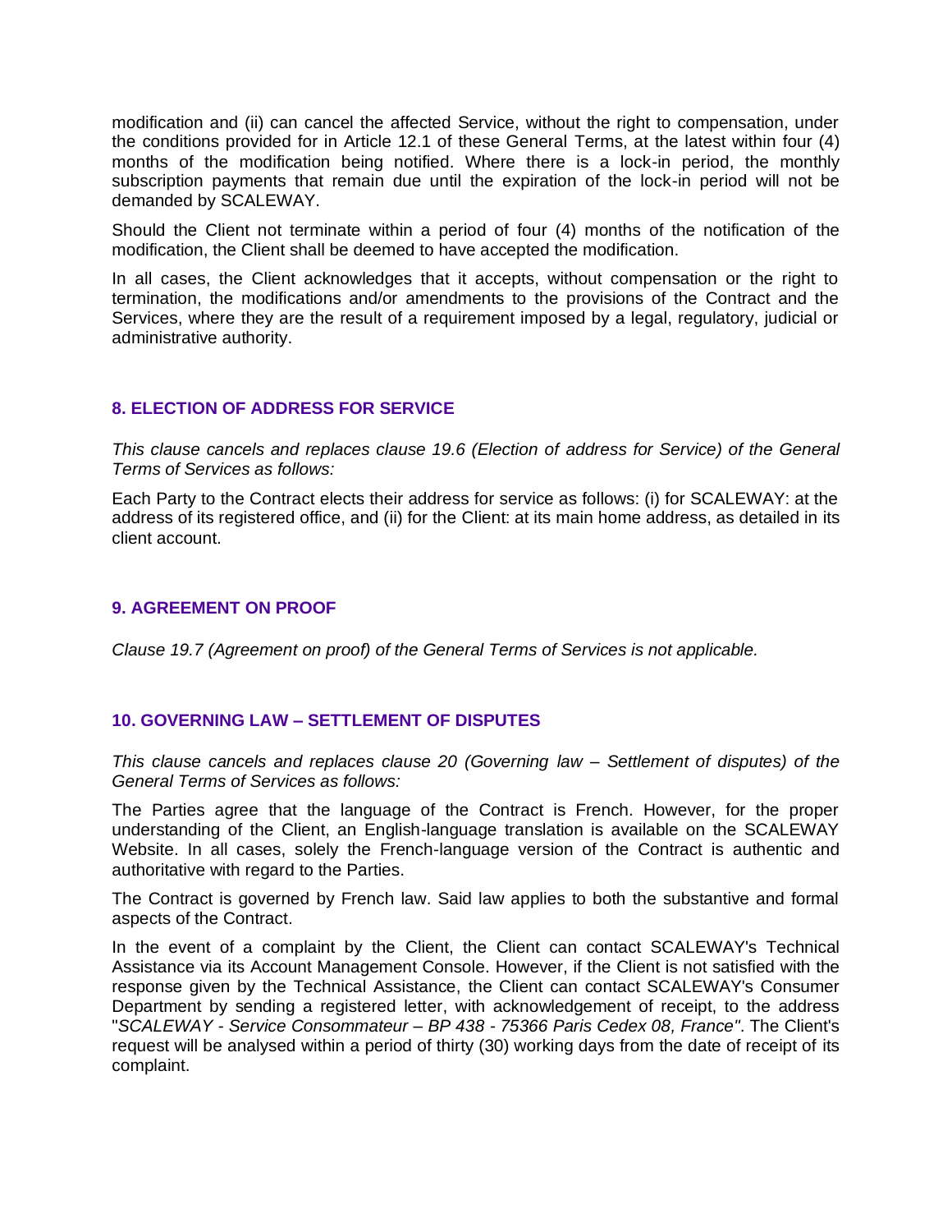modification and (ii) can cancel the affected Service, without the right to compensation, under the conditions provided for in Article 12.1 of these General Terms, at the latest within four (4) months of the modification being notified. Where there is a lock-in period, the monthly subscription payments that remain due until the expiration of the lock-in period will not be demanded by SCALEWAY.

Should the Client not terminate within a period of four (4) months of the notification of the modification, the Client shall be deemed to have accepted the modification.

In all cases, the Client acknowledges that it accepts, without compensation or the right to termination, the modifications and/or amendments to the provisions of the Contract and the Services, where they are the result of a requirement imposed by a legal, regulatory, judicial or administrative authority.

## 8. ELECTION OF ADDRESS FOR SERVICE

*This clause cancels and replaces clause 19.6 (Election of address for Service) of the General Terms of Services as follows:*

Each Party to the Contract elects their address for service as follows: (i) for SCALEWAY: at the address of its registered office, and (ii) for the Client: at its main home address, as detailed in its client account.

## 9. AGREEMENT ON PROOF

*Clause 19.7 (Agreement on proof) of the General Terms of Services is not applicable.*

## 10. GOVERNING LAW – SETTLEMENT OF DISPUTES

*This clause cancels and replaces clause 20 (Governing law – Settlement of disputes) of the General Terms of Services as follows:*

The Parties agree that the language of the Contract is French. However, for the proper understanding of the Client, an English-language translation is available on the SCALEWAY Website. In all cases, solely the French-language version of the Contract is authentic and authoritative with regard to the Parties.

The Contract is governed by French law. Said law applies to both the substantive and formal aspects of the Contract.

In the event of a complaint by the Client, the Client can contact SCALEWAY's Technical Assistance via its Account Management Console. However, if the Client is not satisfied with the response given by the Technical Assistance, the Client can contact SCALEWAY's Consumer Department by sending a registered letter, with acknowledgement of receipt, to the address "*SCALEWAY - Service Consommateur – BP 438 - 75366 Paris Cedex 08, France"*. The Client's request will be analysed within a period of thirty (30) working days from the date of receipt of its complaint.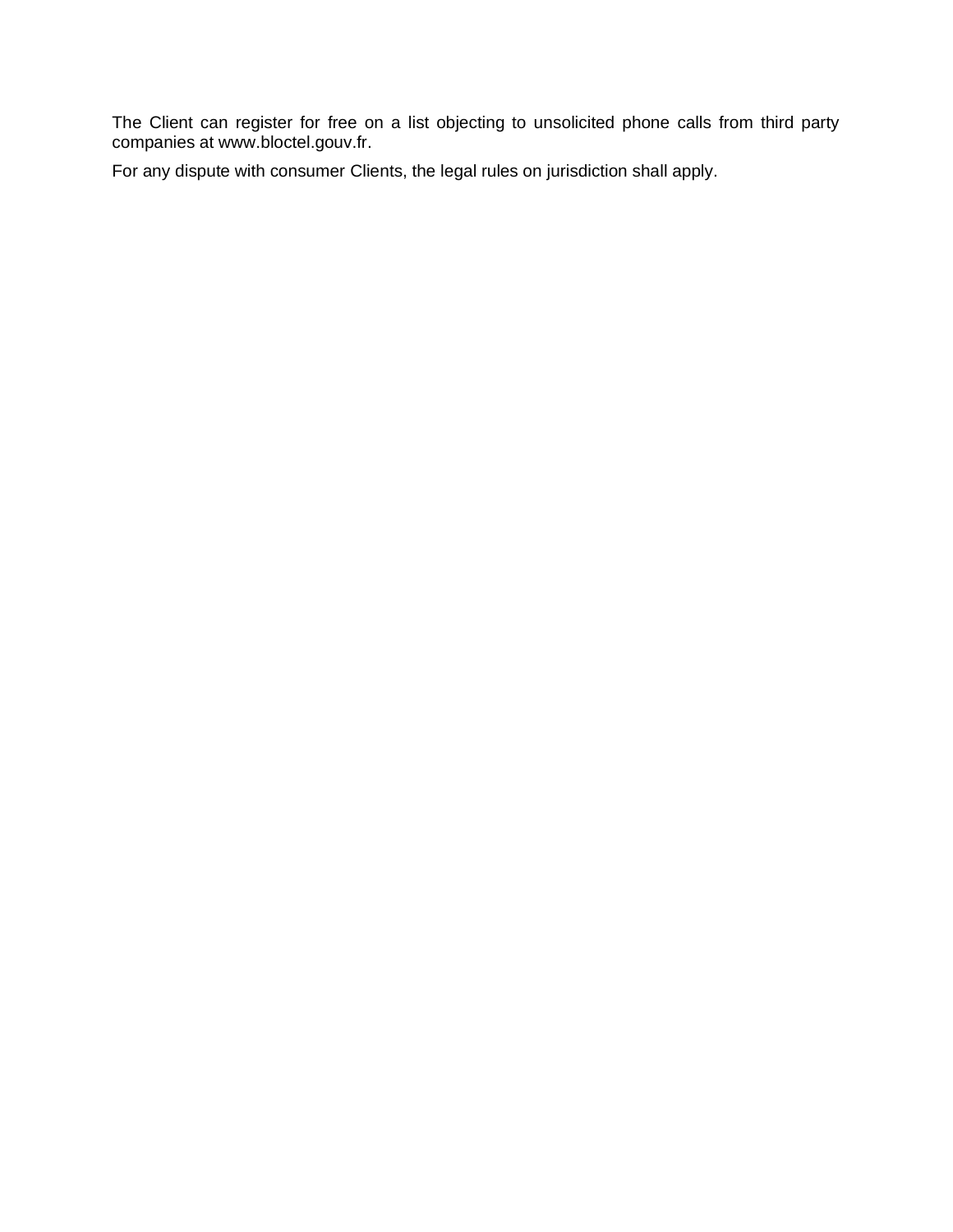The Client can register for free on a list objecting to unsolicited phone calls from third party companies at www.bloctel.gouv.fr.

For any dispute with consumer Clients, the legal rules on jurisdiction shall apply.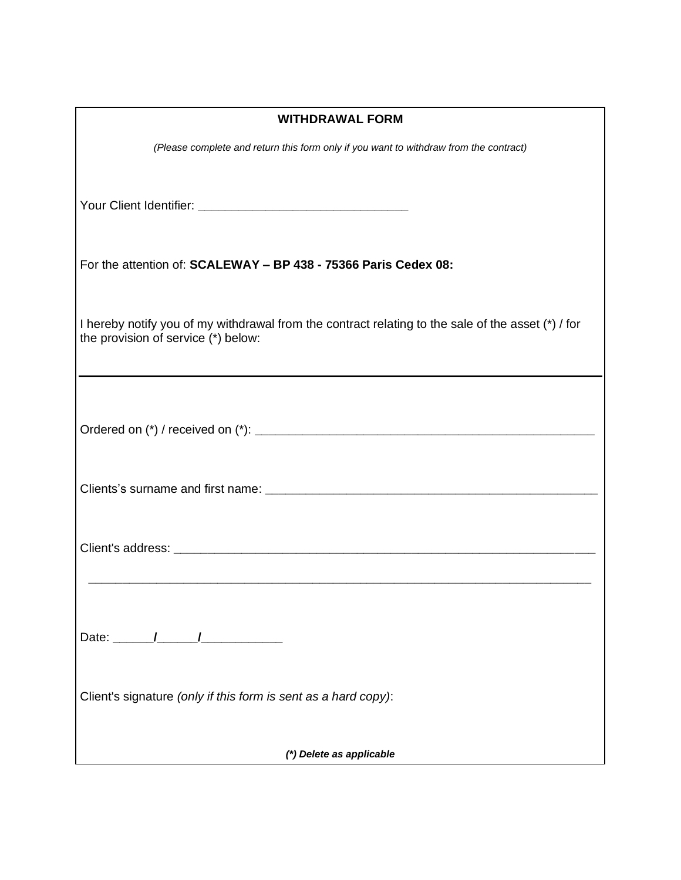## WITHDRAWAL FORM

*(Please complete and return this form only if you want to withdraw from the contract)*

Your Client Identifier: ______________________________

For the attention of: **SCALEWAY – BP 438 - 75366 Paris Cedex 08:**

I hereby notify you of my withdrawal from the contract relating to the sale of the asset (*) / for the provision of service (*) below:

---

Ordered on (*) / received on (*): ______________________________________________

Clients's surname and first name: ______________________________________________

Client's address: ________________________________________________________

________________________________________________________________________

Date: _____**/**_____**/**___________

Client's signature *(only if this form is sent as a hard copy)*:

***(*) Delete as applicable***